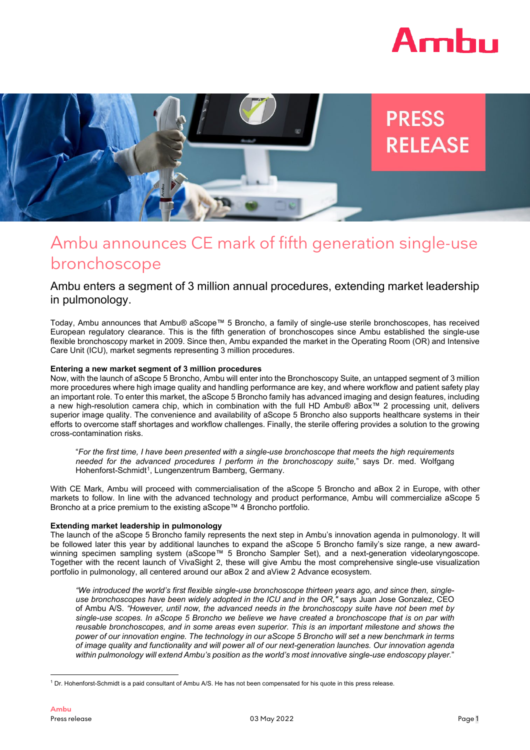# Ambu announces CE mark of fifth generation single-use bronchoscope

## Ambu enters a segment of 3 million annual procedures, extending market leadership in pulmonology.

Today, Ambu announces that Ambu® aScope™ 5 Broncho, a family of single-use sterile bronchoscopes, has received European regulatory clearance. This is the fifth generation of bronchoscopes since Ambu established the single-use flexible bronchoscopy market in 2009. Since then, Ambu expanded the market in the Operating Room (OR) and Intensive Care Unit (ICU), market segments representing 3 million procedures.

**Entering a new market segment of 3 million procedures**

Now, with the launch of aScope 5 Broncho, Ambu will enter into the Bronchoscopy Suite, an untapped segment of 3 million more procedures where high image quality and handling performance are key, and where workflow and patient safety play an important role. To enter this market, the aScope 5 Broncho family has advanced imaging and design features, including a new high-resolution camera chip, which in combination with the full HD Ambu® aBox™ 2 processing unit, delivers superior image quality. The convenience and availability of aScope 5 Broncho also supports healthcare systems in their efforts to overcome staff shortages and workflow challenges. Finally, the sterile offering provides a solution to the growing cross-contamination risks.

> "*For the first time, I have been presented with a single-use bronchoscope that meets the high requirements needed for the advanced procedures I perform in the bronchoscopy suite,*" says Dr. med. Wolfgang Hohenforst-Schmidt[1], Lungenzentrum Bamberg, Germany.

With CE Mark, Ambu will proceed with commercialisation of the aScope 5 Broncho and aBox 2 in Europe, with other markets to follow. In line with the advanced technology and product performance, Ambu will commercialize aScope 5 Broncho at a price premium to the existing aScope™ 4 Broncho portfolio.

**Extending market leadership in pulmonology**

The launch of the aScope 5 Broncho family represents the next step in Ambu's innovation agenda in pulmonology. It will be followed later this year by additional launches to expand the aScope 5 Broncho family's size range, a new award-winning specimen sampling system (aScope™ 5 Broncho Sampler Set), and a next-generation videolaryngoscope. Together with the recent launch of VivaSight 2, these will give Ambu the most comprehensive single-use visualization portfolio in pulmonology, all centered around our aBox 2 and aView 2 Advance ecosystem.

> *"We introduced the world's first flexible single-use bronchoscope thirteen years ago, and since then, single-use bronchoscopes have been widely adopted in the ICU and in the OR,"* says Juan Jose Gonzalez, CEO of Ambu A/S. *"However, until now, the advanced needs in the bronchoscopy suite have not been met by single-use scopes. In aScope 5 Broncho we believe we have created a bronchoscope that is on par with reusable bronchoscopes, and in some areas even superior. This is an important milestone and shows the power of our innovation engine. The technology in our aScope 5 Broncho will set a new benchmark in terms of image quality and functionality and will power all of our next-generation launches. Our innovation agenda within pulmonology will extend Ambu's position as the world's most innovative single-use endoscopy player.*"

[1] Dr. Hohenforst-Schmidt is a paid consultant of Ambu A/S. He has not been compensated for his quote in this press release.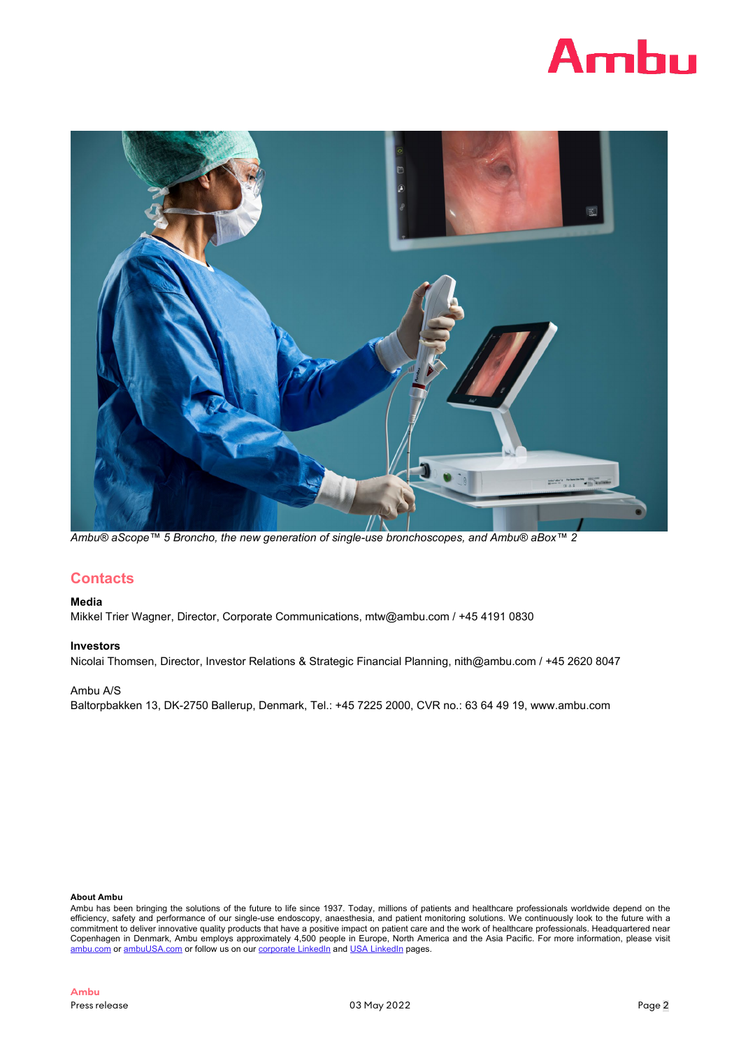*Ambu® aScope™ 5 Broncho, the new generation of single-use bronchoscopes, and Ambu® aBox™ 2*

## Contacts

**Media**

Mikkel Trier Wagner, Director, Corporate Communications, mtw@ambu.com / +45 4191 0830

**Investors**

Nicolai Thomsen, Director, Investor Relations & Strategic Financial Planning, nith@ambu.com / +45 2620 8047

Ambu A/S

Baltorpbakken 13, DK-2750 Ballerup, Denmark, Tel.: +45 7225 2000, CVR no.: 63 64 49 19, www.ambu.com

**About Ambu**

Ambu has been bringing the solutions of the future to life since 1937. Today, millions of patients and healthcare professionals worldwide depend on the efficiency, safety and performance of our single-use endoscopy, anaesthesia, and patient monitoring solutions. We continuously look to the future with a commitment to deliver innovative quality products that have a positive impact on patient care and the work of healthcare professionals. Headquartered near Copenhagen in Denmark, Ambu employs approximately 4,500 people in Europe, North America and the Asia Pacific. For more information, please visit ambu.com or ambuUSA.com or follow us on our corporate LinkedIn and USA LinkedIn pages.